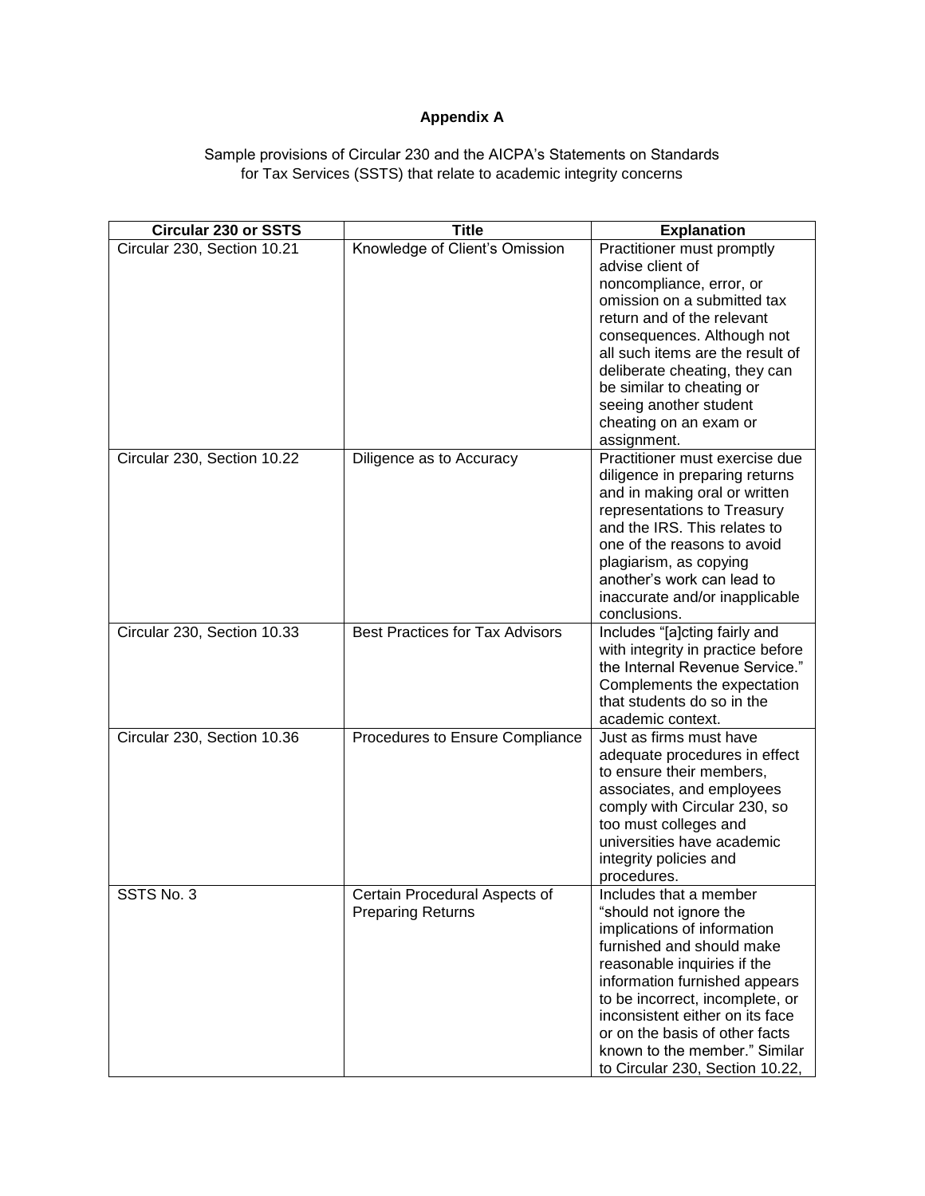**Appendix A**

Sample provisions of Circular 230 and the AICPA's Statements on Standards for Tax Services (SSTS) that relate to academic integrity concerns

| Circular 230 or SSTS | Title | Explanation |
|---|---|---|
| Circular 230, Section 10.21 | Knowledge of Client's Omission | Practitioner must promptly advise client of noncompliance, error, or omission on a submitted tax return and of the relevant consequences. Although not all such items are the result of deliberate cheating, they can be similar to cheating or seeing another student cheating on an exam or assignment. |
| Circular 230, Section 10.22 | Diligence as to Accuracy | Practitioner must exercise due diligence in preparing returns and in making oral or written representations to Treasury and the IRS. This relates to one of the reasons to avoid plagiarism, as copying another's work can lead to inaccurate and/or inapplicable conclusions. |
| Circular 230, Section 10.33 | Best Practices for Tax Advisors | Includes "[a]cting fairly and with integrity in practice before the Internal Revenue Service." Complements the expectation that students do so in the academic context. |
| Circular 230, Section 10.36 | Procedures to Ensure Compliance | Just as firms must have adequate procedures in effect to ensure their members, associates, and employees comply with Circular 230, so too must colleges and universities have academic integrity policies and procedures. |
| SSTS No. 3 | Certain Procedural Aspects of Preparing Returns | Includes that a member "should not ignore the implications of information furnished and should make reasonable inquiries if the information furnished appears to be incorrect, incomplete, or inconsistent either on its face or on the basis of other facts known to the member." Similar to Circular 230, Section 10.22, |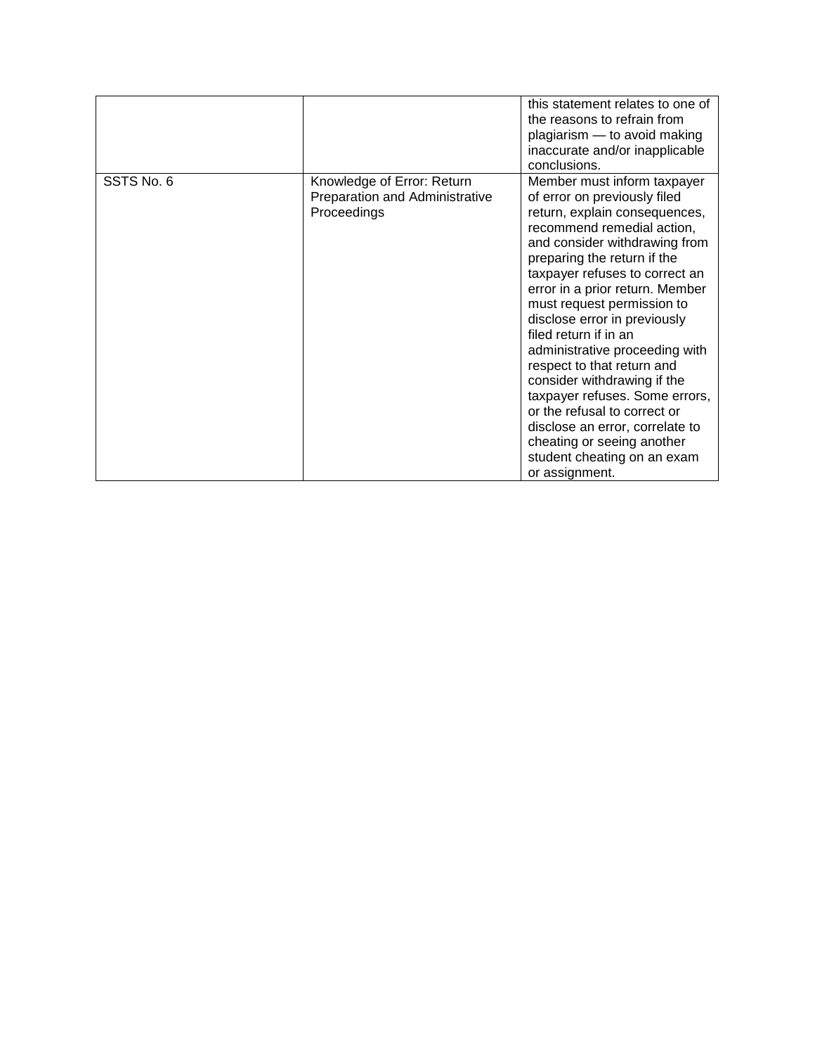| | | |
|---|---|---|
| | | this statement relates to one of the reasons to refrain from plagiarism — to avoid making inaccurate and/or inapplicable conclusions. |
| SSTS No. 6 | Knowledge of Error: Return Preparation and Administrative Proceedings | Member must inform taxpayer of error on previously filed return, explain consequences, recommend remedial action, and consider withdrawing from preparing the return if the taxpayer refuses to correct an error in a prior return. Member must request permission to disclose error in previously filed return if in an administrative proceeding with respect to that return and consider withdrawing if the taxpayer refuses. Some errors, or the refusal to correct or disclose an error, correlate to cheating or seeing another student cheating on an exam or assignment. |